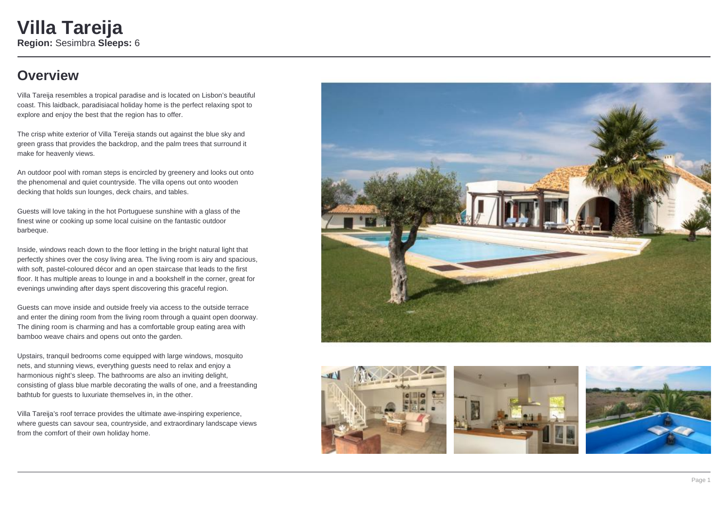# Villa Tareija

**Region:** Sesimbra **Sleeps:** 6

## Overview

Villa Tareija resembles a tropical paradise and is located on Lisbon's beautiful coast. This laidback, paradisiacal holiday home is the perfect relaxing spot to explore and enjoy the best that the region has to offer.

The crisp white exterior of Villa Tereija stands out against the blue sky and green grass that provides the backdrop, and the palm trees that surround it make for heavenly views.

An outdoor pool with roman steps is encircled by greenery and looks out onto the phenomenal and quiet countryside. The villa opens out onto wooden decking that holds sun lounges, deck chairs, and tables.

Guests will love taking in the hot Portuguese sunshine with a glass of the finest wine or cooking up some local cuisine on the fantastic outdoor barbeque.

Inside, windows reach down to the floor letting in the bright natural light that perfectly shines over the cosy living area. The living room is airy and spacious, with soft, pastel-coloured décor and an open staircase that leads to the first floor. It has multiple areas to lounge in and a bookshelf in the corner, great for evenings unwinding after days spent discovering this graceful region.

Guests can move inside and outside freely via access to the outside terrace and enter the dining room from the living room through a quaint open doorway. The dining room is charming and has a comfortable group eating area with bamboo weave chairs and opens out onto the garden.

Upstairs, tranquil bedrooms come equipped with large windows, mosquito nets, and stunning views, everything guests need to relax and enjoy a harmonious night's sleep. The bathrooms are also an inviting delight, consisting of glass blue marble decorating the walls of one, and a freestanding bathtub for guests to luxuriate themselves in, in the other.

Villa Tareija's roof terrace provides the ultimate awe-inspiring experience, where guests can savour sea, countryside, and extraordinary landscape views from the comfort of their own holiday home.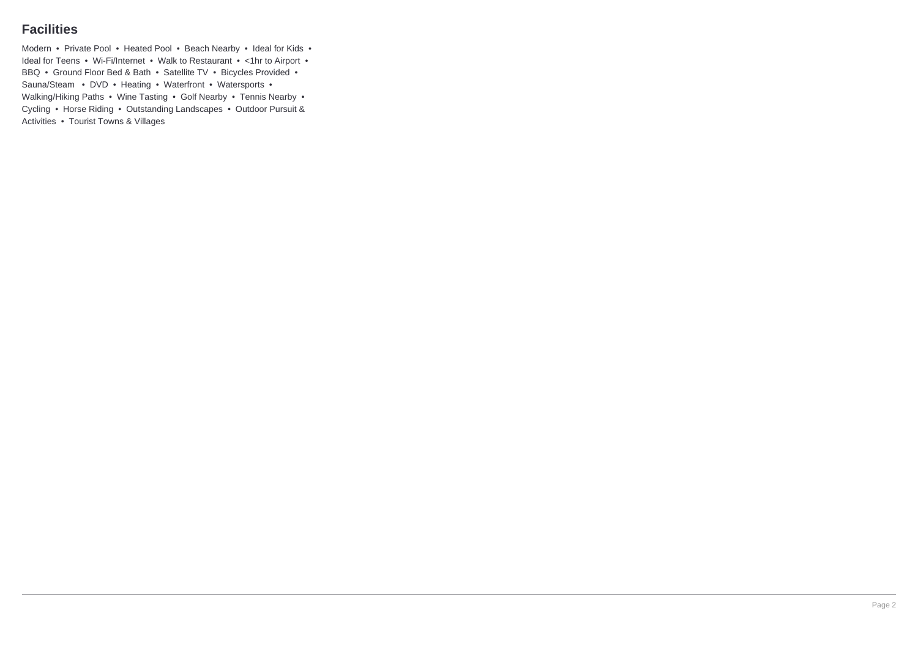## Facilities

Modern • Private Pool • Heated Pool • Beach Nearby • Ideal for Kids • Ideal for Teens • Wi-Fi/Internet • Walk to Restaurant • <1hr to Airport • BBQ • Ground Floor Bed & Bath • Satellite TV • Bicycles Provided • Sauna/Steam • DVD • Heating • Waterfront • Watersports • Walking/Hiking Paths • Wine Tasting • Golf Nearby • Tennis Nearby • Cycling • Horse Riding • Outstanding Landscapes • Outdoor Pursuit & Activities • Tourist Towns & Villages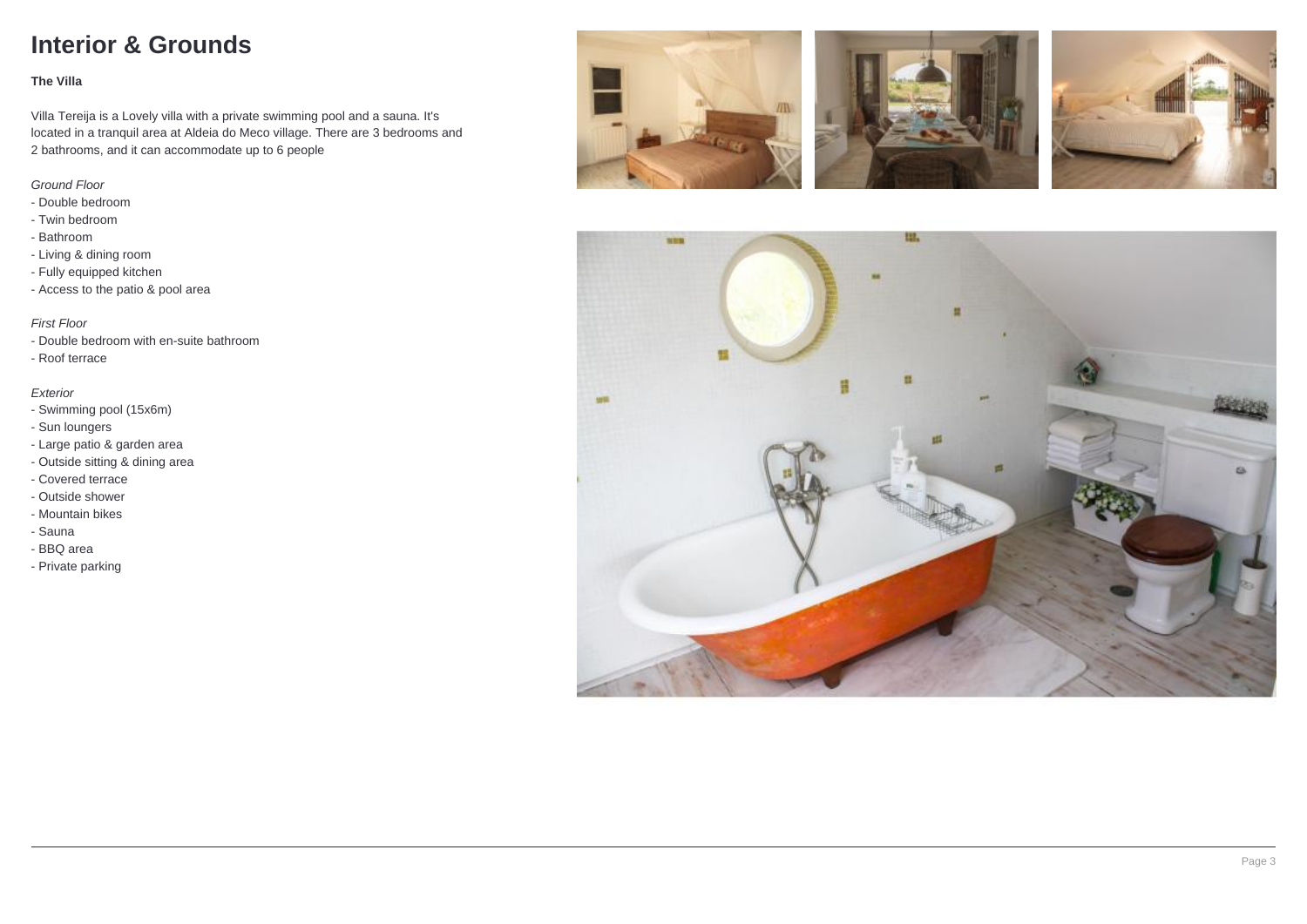# Interior & Grounds

**The Villa**

Villa Tereija is a Lovely villa with a private swimming pool and a sauna. It's located in a tranquil area at Aldeia do Meco village. There are 3 bedrooms and 2 bathrooms, and it can accommodate up to 6 people

*Ground Floor*
- Double bedroom
- Twin bedroom
- Bathroom
- Living & dining room
- Fully equipped kitchen
- Access to the patio & pool area

*First Floor*
- Double bedroom with en-suite bathroom
- Roof terrace

*Exterior*
- Swimming pool (15x6m)
- Sun loungers
- Large patio & garden area
- Outside sitting & dining area
- Covered terrace
- Outside shower
- Mountain bikes
- Sauna
- BBQ area
- Private parking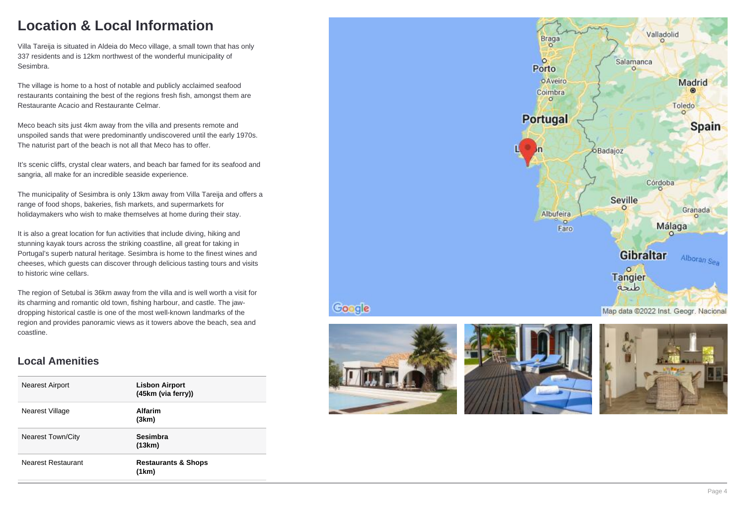# Location & Local Information

Villa Tareija is situated in Aldeia do Meco village, a small town that has only 337 residents and is 12km northwest of the wonderful municipality of Sesimbra.

The village is home to a host of notable and publicly acclaimed seafood restaurants containing the best of the regions fresh fish, amongst them are Restaurante Acacio and Restaurante Celmar.

Meco beach sits just 4km away from the villa and presents remote and unspoiled sands that were predominantly undiscovered until the early 1970s. The naturist part of the beach is not all that Meco has to offer.

It's scenic cliffs, crystal clear waters, and beach bar famed for its seafood and sangria, all make for an incredible seaside experience.

The municipality of Sesimbra is only 13km away from Villa Tareija and offers a range of food shops, bakeries, fish markets, and supermarkets for holidaymakers who wish to make themselves at home during their stay.

It is also a great location for fun activities that include diving, hiking and stunning kayak tours across the striking coastline, all great for taking in Portugal's superb natural heritage. Sesimbra is home to the finest wines and cheeses, which guests can discover through delicious tasting tours and visits to historic wine cellars.

The region of Setubal is 36km away from the villa and is well worth a visit for its charming and romantic old town, fishing harbour, and castle. The jaw-dropping historical castle is one of the most well-known landmarks of the region and provides panoramic views as it towers above the beach, sea and coastline.

## Local Amenities

| | |
|---|---|
| Nearest Airport | **Lisbon Airport (45km (via ferry))** |
| Nearest Village | **Alfarim (3km)** |
| Nearest Town/City | **Sesimbra (13km)** |
| Nearest Restaurant | **Restaurants & Shops (1km)** |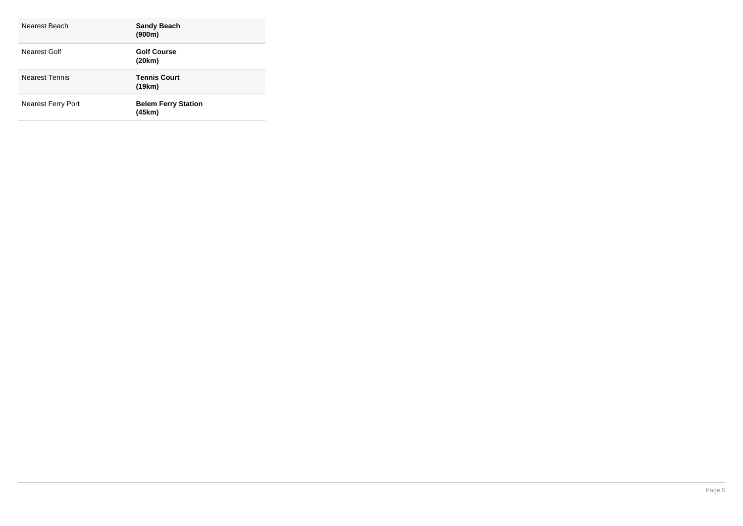| | |
|---|---|
| Nearest Beach | **Sandy Beach (900m)** |
| Nearest Golf | **Golf Course (20km)** |
| Nearest Tennis | **Tennis Court (19km)** |
| Nearest Ferry Port | **Belem Ferry Station (45km)** |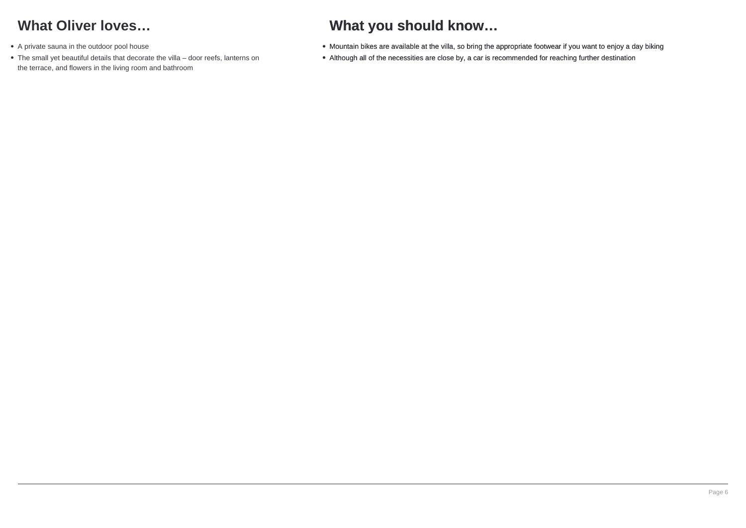## What Oliver loves…

- A private sauna in the outdoor pool house
- The small yet beautiful details that decorate the villa – door reefs, lanterns on the terrace, and flowers in the living room and bathroom

## What you should know…

- Mountain bikes are available at the villa, so bring the appropriate footwear if you want to enjoy a day biking
- Although all of the necessities are close by, a car is recommended for reaching further destination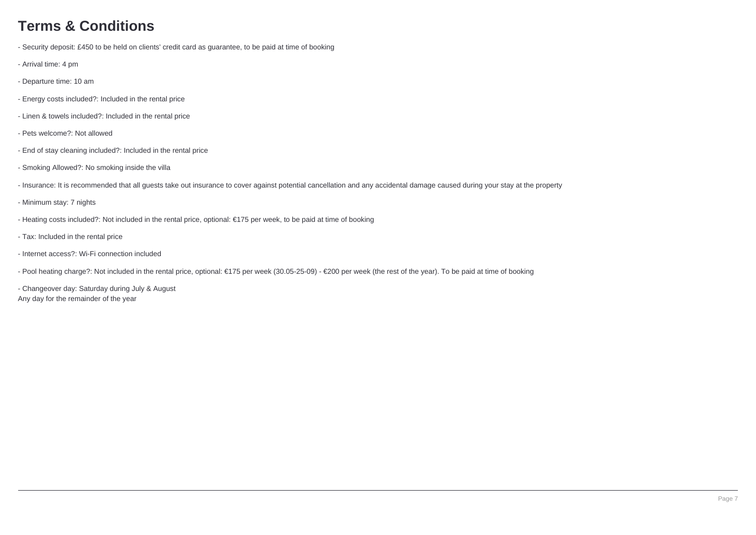# Terms & Conditions

- Security deposit: £450 to be held on clients' credit card as guarantee, to be paid at time of booking

- Arrival time: 4 pm

- Departure time: 10 am

- Energy costs included?: Included in the rental price

- Linen & towels included?: Included in the rental price

- Pets welcome?: Not allowed

- End of stay cleaning included?: Included in the rental price

- Smoking Allowed?: No smoking inside the villa

- Insurance: It is recommended that all guests take out insurance to cover against potential cancellation and any accidental damage caused during your stay at the property

- Minimum stay: 7 nights

- Heating costs included?: Not included in the rental price, optional: €175 per week, to be paid at time of booking

- Tax: Included in the rental price

- Internet access?: Wi-Fi connection included

- Pool heating charge?: Not included in the rental price, optional: €175 per week (30.05-25-09) - €200 per week (the rest of the year). To be paid at time of booking

- Changeover day: Saturday during July & August
Any day for the remainder of the year